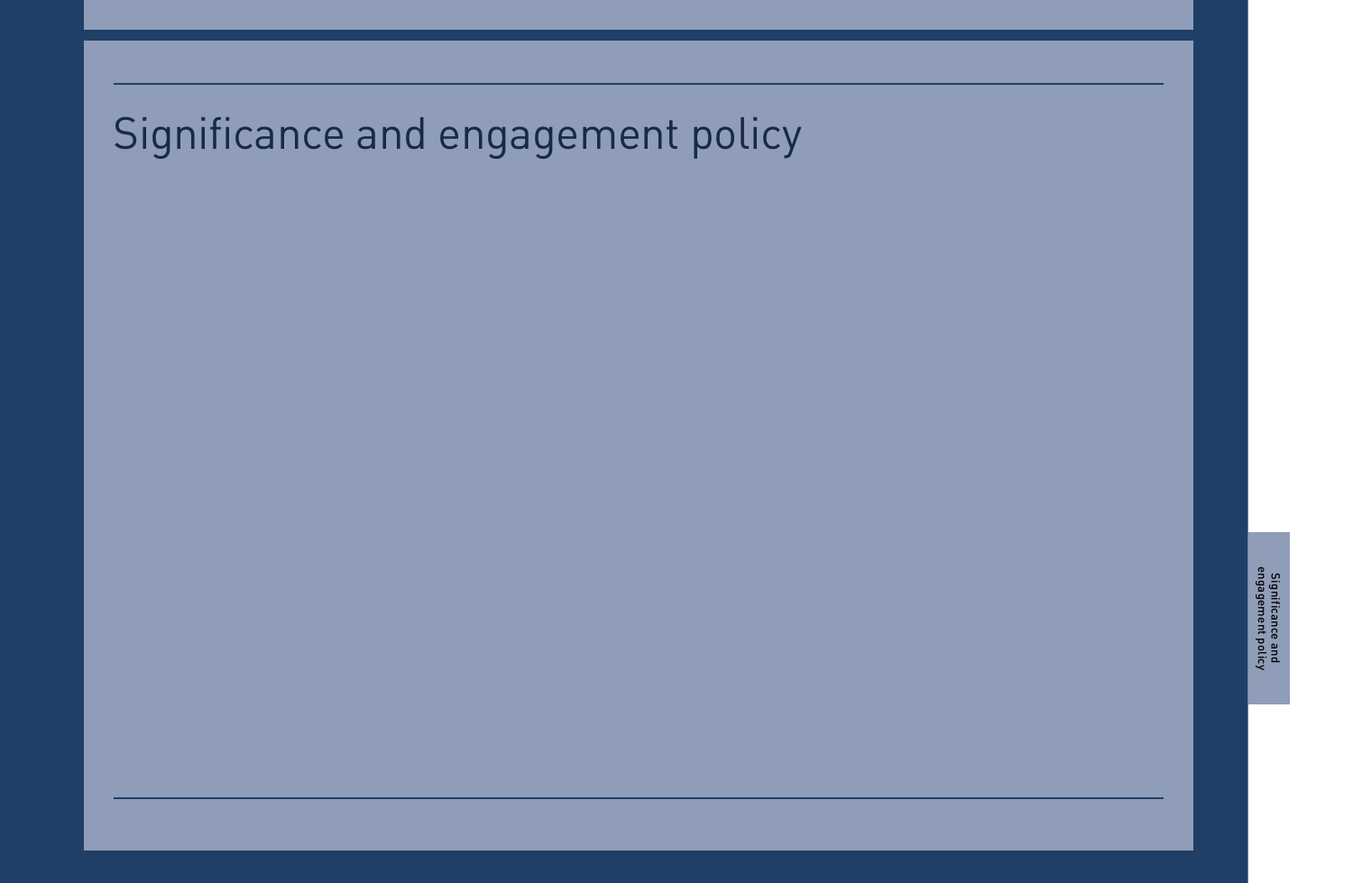# Significance and engagement policy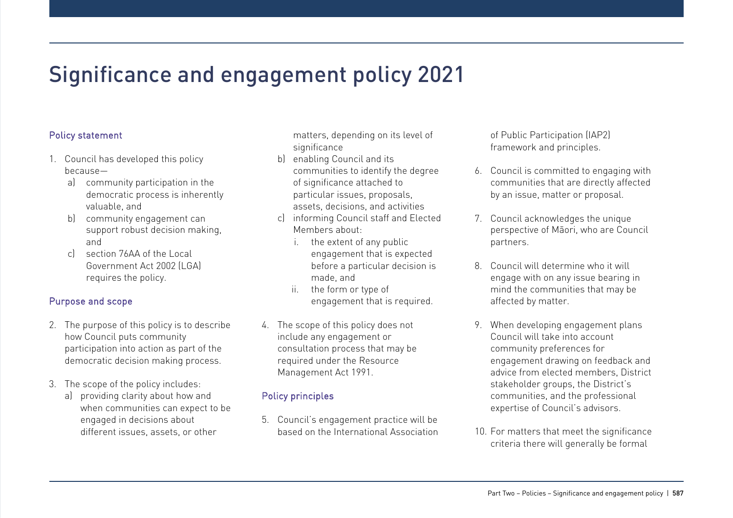# Significance and engagement policy 2021

## Policy statement

1. Council has developed this policy because—
   a) community participation in the democratic process is inherently valuable, and
   b) community engagement can support robust decision making, and
   c) section 76AA of the Local Government Act 2002 (LGA) requires the policy.

## Purpose and scope

2. The purpose of this policy is to describe how Council puts community participation into action as part of the democratic decision making process.

3. The scope of the policy includes:
   a) providing clarity about how and when communities can expect to be engaged in decisions about different issues, assets, or other matters, depending on its level of significance
   b) enabling Council and its communities to identify the degree of significance attached to particular issues, proposals, assets, decisions, and activities
   c) informing Council staff and Elected Members about:
      i. the extent of any public engagement that is expected before a particular decision is made, and
      ii. the form or type of engagement that is required.

4. The scope of this policy does not include any engagement or consultation process that may be required under the Resource Management Act 1991.

## Policy principles

5. Council's engagement practice will be based on the International Association of Public Participation (IAP2) framework and principles.

6. Council is committed to engaging with communities that are directly affected by an issue, matter or proposal.

7. Council acknowledges the unique perspective of Māori, who are Council partners.

8. Council will determine who it will engage with on any issue bearing in mind the communities that may be affected by matter.

9. When developing engagement plans Council will take into account community preferences for engagement drawing on feedback and advice from elected members, District stakeholder groups, the District's communities, and the professional expertise of Council's advisors.

10. For matters that meet the significance criteria there will generally be formal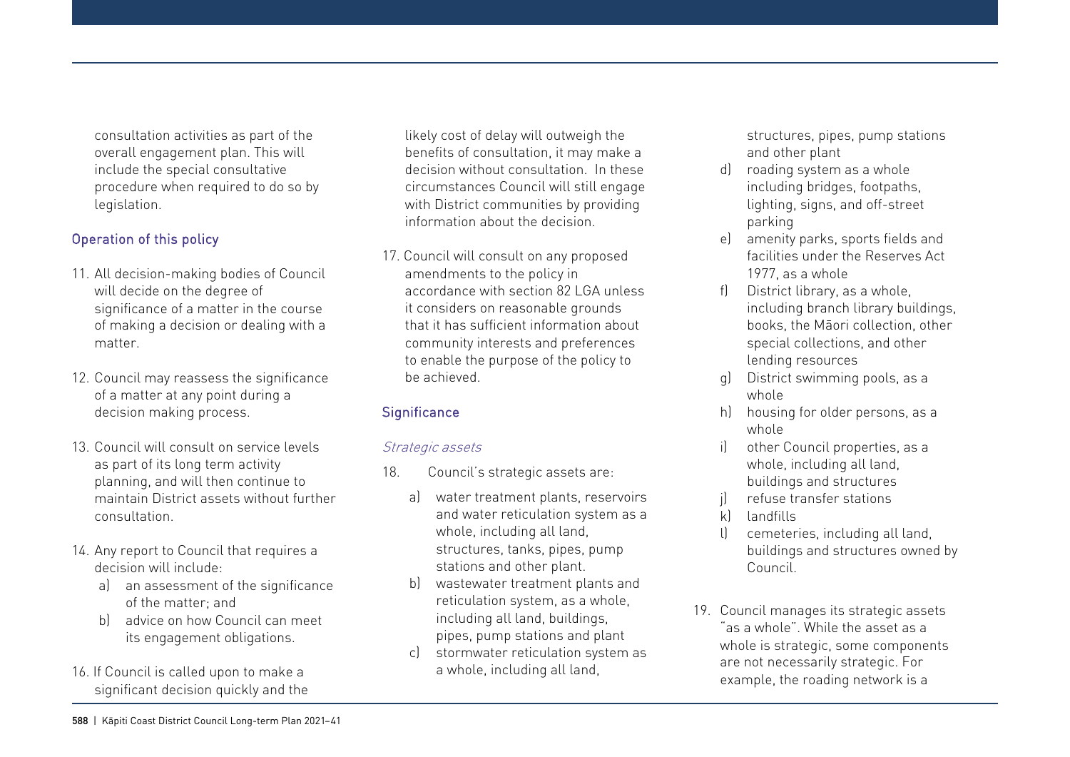consultation activities as part of the overall engagement plan. This will include the special consultative procedure when required to do so by legislation.

### Operation of this policy

11. All decision-making bodies of Council will decide on the degree of significance of a matter in the course of making a decision or dealing with a matter.

12. Council may reassess the significance of a matter at any point during a decision making process.

13. Council will consult on service levels as part of its long term activity planning, and will then continue to maintain District assets without further consultation.

14. Any report to Council that requires a decision will include:
    a) an assessment of the significance of the matter; and
    b) advice on how Council can meet its engagement obligations.

16. If Council is called upon to make a significant decision quickly and the likely cost of delay will outweigh the benefits of consultation, it may make a decision without consultation. In these circumstances Council will still engage with District communities by providing information about the decision.

17. Council will consult on any proposed amendments to the policy in accordance with section 82 LGA unless it considers on reasonable grounds that it has sufficient information about community interests and preferences to enable the purpose of the policy to be achieved.

### Significance

*Strategic assets*

18. Council's strategic assets are:
    a) water treatment plants, reservoirs and water reticulation system as a whole, including all land, structures, tanks, pipes, pump stations and other plant.
    b) wastewater treatment plants and reticulation system, as a whole, including all land, buildings, pipes, pump stations and plant
    c) stormwater reticulation system as a whole, including all land, structures, pipes, pump stations and other plant
    d) roading system as a whole including bridges, footpaths, lighting, signs, and off-street parking
    e) amenity parks, sports fields and facilities under the Reserves Act 1977, as a whole
    f) District library, as a whole, including branch library buildings, books, the Māori collection, other special collections, and other lending resources
    g) District swimming pools, as a whole
    h) housing for older persons, as a whole
    i) other Council properties, as a whole, including all land, buildings and structures
    j) refuse transfer stations
    k) landfills
    l) cemeteries, including all land, buildings and structures owned by Council.

19. Council manages its strategic assets "as a whole". While the asset as a whole is strategic, some components are not necessarily strategic. For example, the roading network is a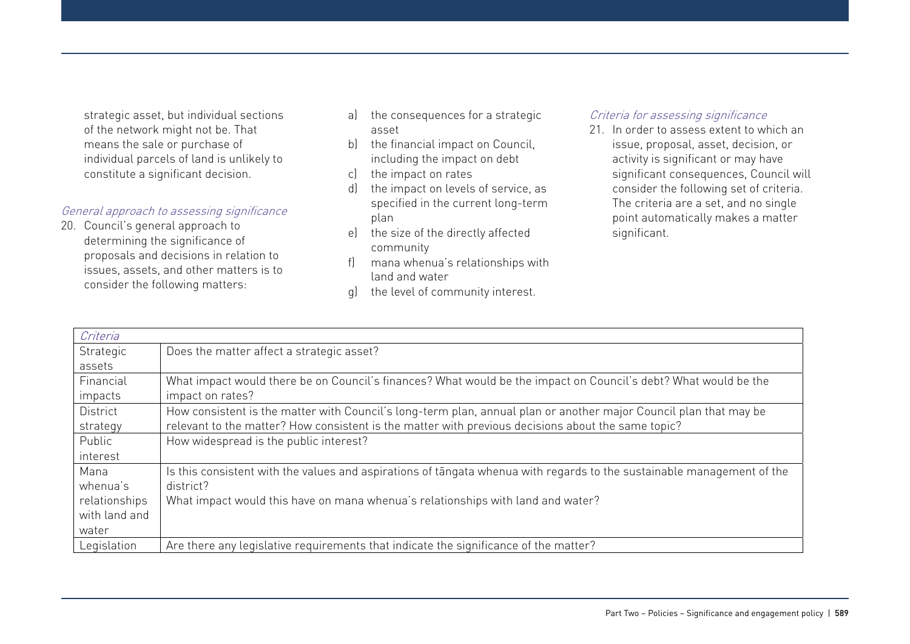strategic asset, but individual sections of the network might not be. That means the sale or purchase of individual parcels of land is unlikely to constitute a significant decision.

*General approach to assessing significance*

20. Council's general approach to determining the significance of proposals and decisions in relation to issues, assets, and other matters is to consider the following matters:
    a) the consequences for a strategic asset
    b) the financial impact on Council, including the impact on debt
    c) the impact on rates
    d) the impact on levels of service, as specified in the current long-term plan
    e) the size of the directly affected community
    f) mana whenua's relationships with land and water
    g) the level of community interest.

*Criteria for assessing significance*

21. In order to assess extent to which an issue, proposal, asset, decision, or activity is significant or may have significant consequences, Council will consider the following set of criteria. The criteria are a set, and no single point automatically makes a matter significant.

| *Criteria* | |
|---|---|
| Strategic assets | Does the matter affect a strategic asset? |
| Financial impacts | What impact would there be on Council's finances? What would be the impact on Council's debt? What would be the impact on rates? |
| District strategy | How consistent is the matter with Council's long-term plan, annual plan or another major Council plan that may be relevant to the matter? How consistent is the matter with previous decisions about the same topic? |
| Public interest | How widespread is the public interest? |
| Mana whenua's relationships with land and water | Is this consistent with the values and aspirations of tāngata whenua with regards to the sustainable management of the district?<br>What impact would this have on mana whenua's relationships with land and water? |
| Legislation | Are there any legislative requirements that indicate the significance of the matter? |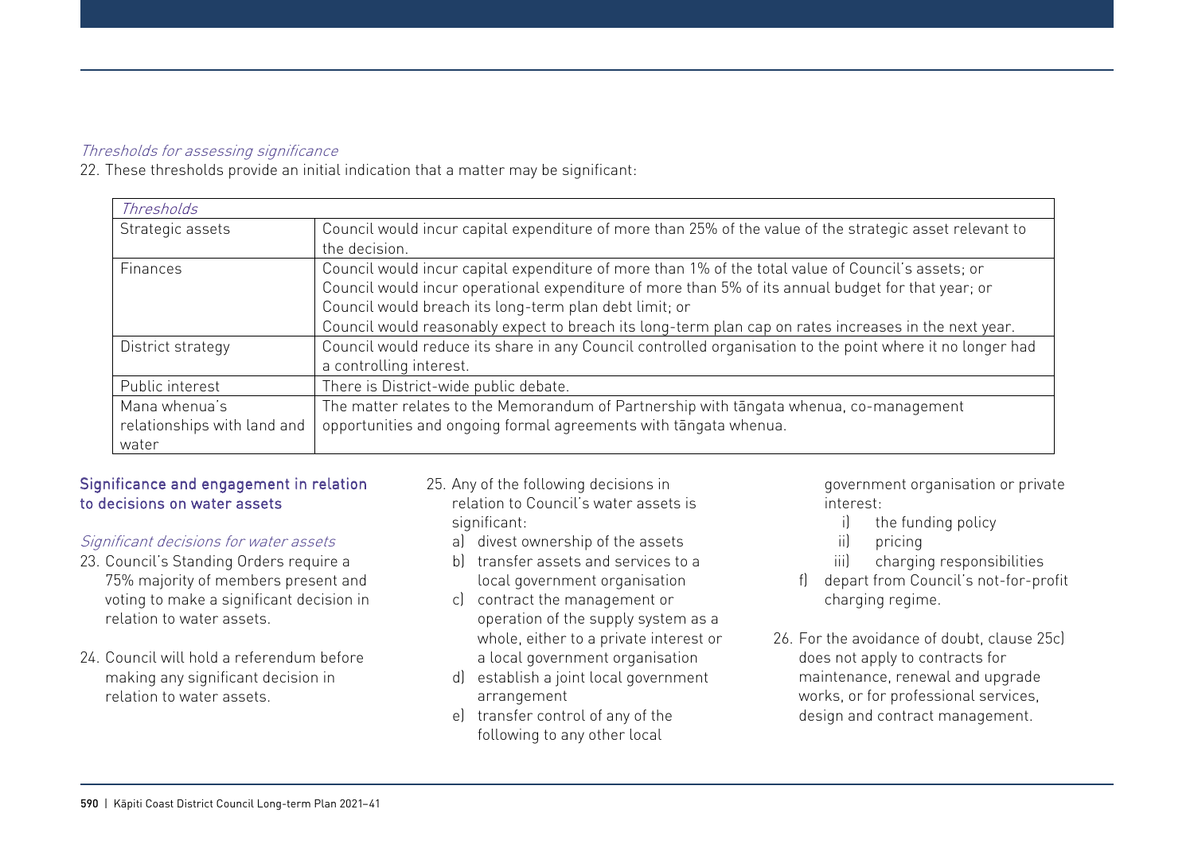*Thresholds for assessing significance*

22. These thresholds provide an initial indication that a matter may be significant:

| *Thresholds* | |
|---|---|
| Strategic assets | Council would incur capital expenditure of more than 25% of the value of the strategic asset relevant to the decision. |
| Finances | Council would incur capital expenditure of more than 1% of the total value of Council's assets; or<br>Council would incur operational expenditure of more than 5% of its annual budget for that year; or<br>Council would breach its long-term plan debt limit; or<br>Council would reasonably expect to breach its long-term plan cap on rates increases in the next year. |
| District strategy | Council would reduce its share in any Council controlled organisation to the point where it no longer had a controlling interest. |
| Public interest | There is District-wide public debate. |
| Mana whenua's relationships with land and water | The matter relates to the Memorandum of Partnership with tāngata whenua, co-management opportunities and ongoing formal agreements with tāngata whenua. |

## Significance and engagement in relation to decisions on water assets

*Significant decisions for water assets*

23. Council's Standing Orders require a 75% majority of members present and voting to make a significant decision in relation to water assets.

24. Council will hold a referendum before making any significant decision in relation to water assets.

25. Any of the following decisions in relation to Council's water assets is significant:
    a) divest ownership of the assets
    b) transfer assets and services to a local government organisation
    c) contract the management or operation of the supply system as a whole, either to a private interest or a local government organisation
    d) establish a joint local government arrangement
    e) transfer control of any of the following to any other local government organisation or private interest:
        i) the funding policy
        ii) pricing
        iii) charging responsibilities
    f) depart from Council's not-for-profit charging regime.

26. For the avoidance of doubt, clause 25c) does not apply to contracts for maintenance, renewal and upgrade works, or for professional services, design and contract management.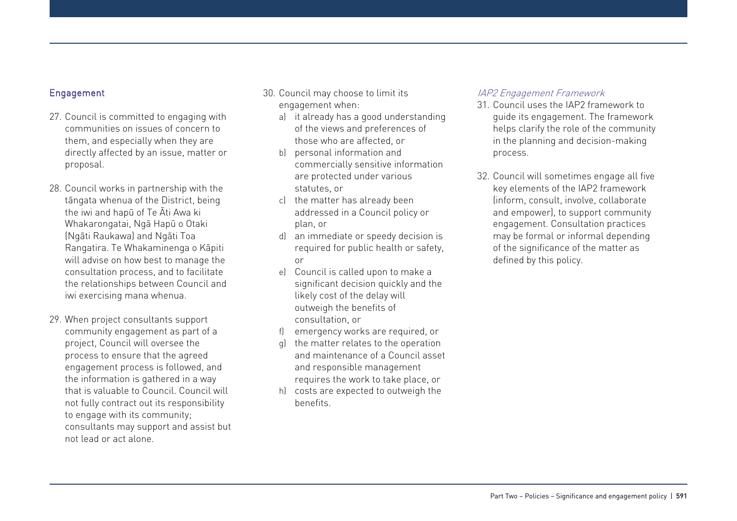## Engagement

27. Council is committed to engaging with communities on issues of concern to them, and especially when they are directly affected by an issue, matter or proposal.

28. Council works in partnership with the tāngata whenua of the District, being the iwi and hapū of Te Āti Awa ki Whakarongatai, Ngā Hapū o Otaki (Ngāti Raukawa) and Ngāti Toa Rangatira. Te Whakaminenga o Kāpiti will advise on how best to manage the consultation process, and to facilitate the relationships between Council and iwi exercising mana whenua.

29. When project consultants support community engagement as part of a project, Council will oversee the process to ensure that the agreed engagement process is followed, and the information is gathered in a way that is valuable to Council. Council will not fully contract out its responsibility to engage with its community; consultants may support and assist but not lead or act alone.

30. Council may choose to limit its engagement when:
    a) it already has a good understanding of the views and preferences of those who are affected, or
    b) personal information and commercially sensitive information are protected under various statutes, or
    c) the matter has already been addressed in a Council policy or plan, or
    d) an immediate or speedy decision is required for public health or safety, or
    e) Council is called upon to make a significant decision quickly and the likely cost of the delay will outweigh the benefits of consultation, or
    f) emergency works are required, or
    g) the matter relates to the operation and maintenance of a Council asset and responsible management requires the work to take place, or
    h) costs are expected to outweigh the benefits.

### *IAP2 Engagement Framework*

31. Council uses the IAP2 framework to guide its engagement. The framework helps clarify the role of the community in the planning and decision-making process.

32. Council will sometimes engage all five key elements of the IAP2 framework (inform, consult, involve, collaborate and empower), to support community engagement. Consultation practices may be formal or informal depending of the significance of the matter as defined by this policy.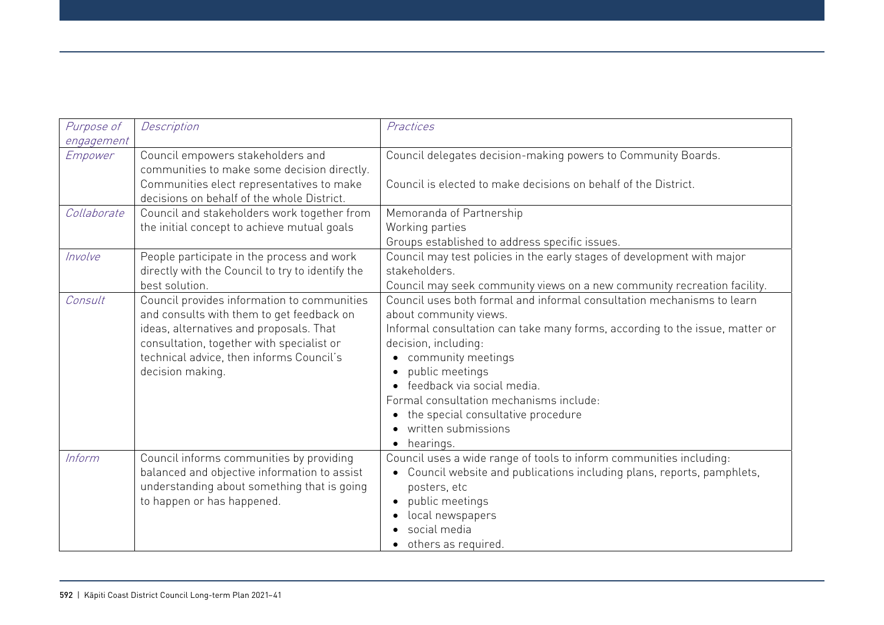| *Purpose of engagement* | *Description* | *Practices* |
|---|---|---|
| *Empower* | Council empowers stakeholders and communities to make some decision directly. Communities elect representatives to make decisions on behalf of the whole District. | Council delegates decision-making powers to Community Boards.<br><br>Council is elected to make decisions on behalf of the District. |
| *Collaborate* | Council and stakeholders work together from the initial concept to achieve mutual goals | Memoranda of Partnership<br>Working parties<br>Groups established to address specific issues. |
| *Involve* | People participate in the process and work directly with the Council to try to identify the best solution. | Council may test policies in the early stages of development with major stakeholders.<br>Council may seek community views on a new community recreation facility. |
| *Consult* | Council provides information to communities and consults with them to get feedback on ideas, alternatives and proposals. That consultation, together with specialist or technical advice, then informs Council's decision making. | Council uses both formal and informal consultation mechanisms to learn about community views.<br>Informal consultation can take many forms, according to the issue, matter or decision, including:<br>• community meetings<br>• public meetings<br>• feedback via social media.<br>Formal consultation mechanisms include:<br>• the special consultative procedure<br>• written submissions<br>• hearings. |
| *Inform* | Council informs communities by providing balanced and objective information to assist understanding about something that is going to happen or has happened. | Council uses a wide range of tools to inform communities including:<br>• Council website and publications including plans, reports, pamphlets, posters, etc<br>• public meetings<br>• local newspapers<br>• social media<br>• others as required. |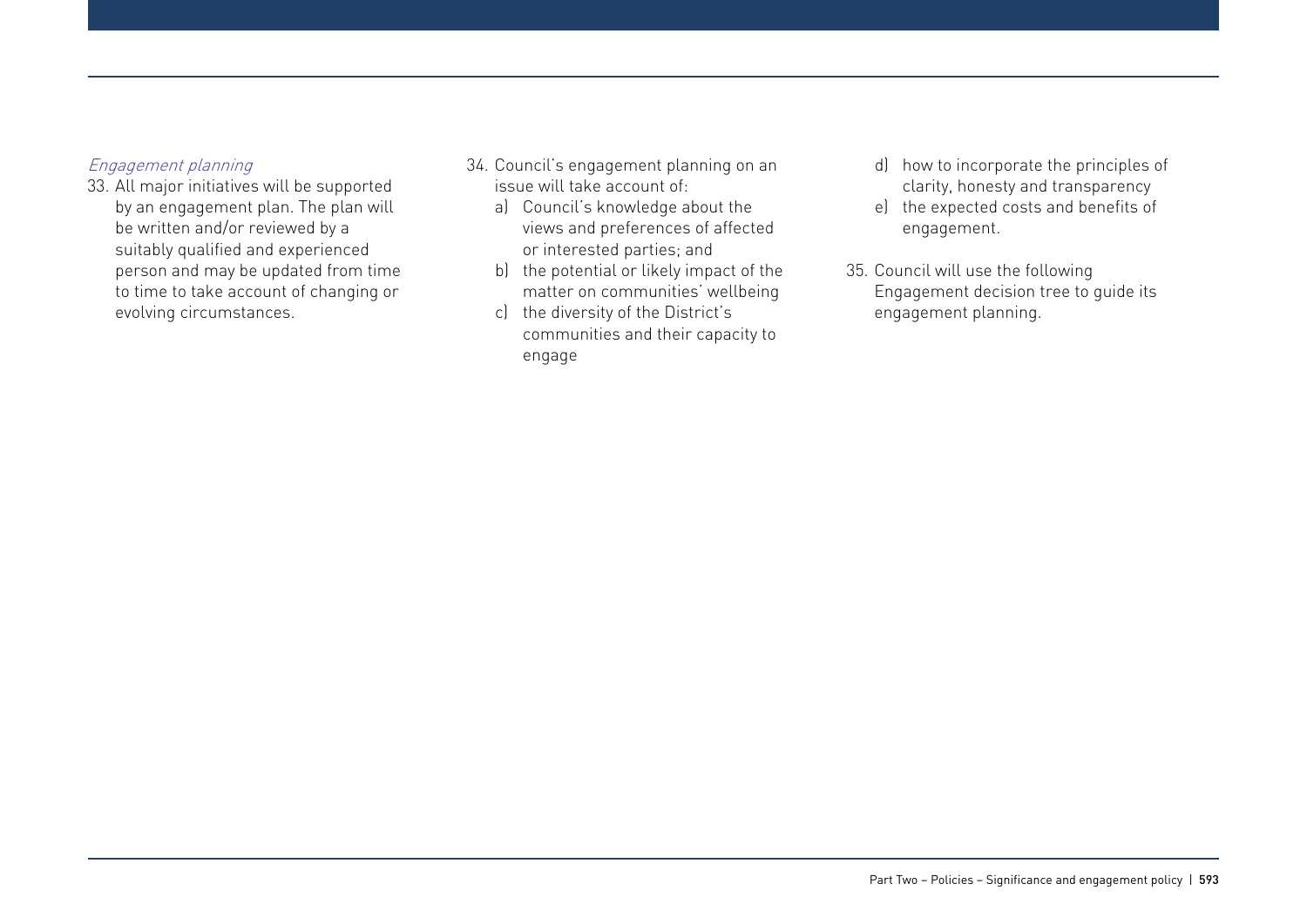*Engagement planning*

33. All major initiatives will be supported by an engagement plan. The plan will be written and/or reviewed by a suitably qualified and experienced person and may be updated from time to time to take account of changing or evolving circumstances.

34. Council's engagement planning on an issue will take account of:
    a) Council's knowledge about the views and preferences of affected or interested parties; and
    b) the potential or likely impact of the matter on communities' wellbeing
    c) the diversity of the District's communities and their capacity to engage
    d) how to incorporate the principles of clarity, honesty and transparency
    e) the expected costs and benefits of engagement.

35. Council will use the following Engagement decision tree to guide its engagement planning.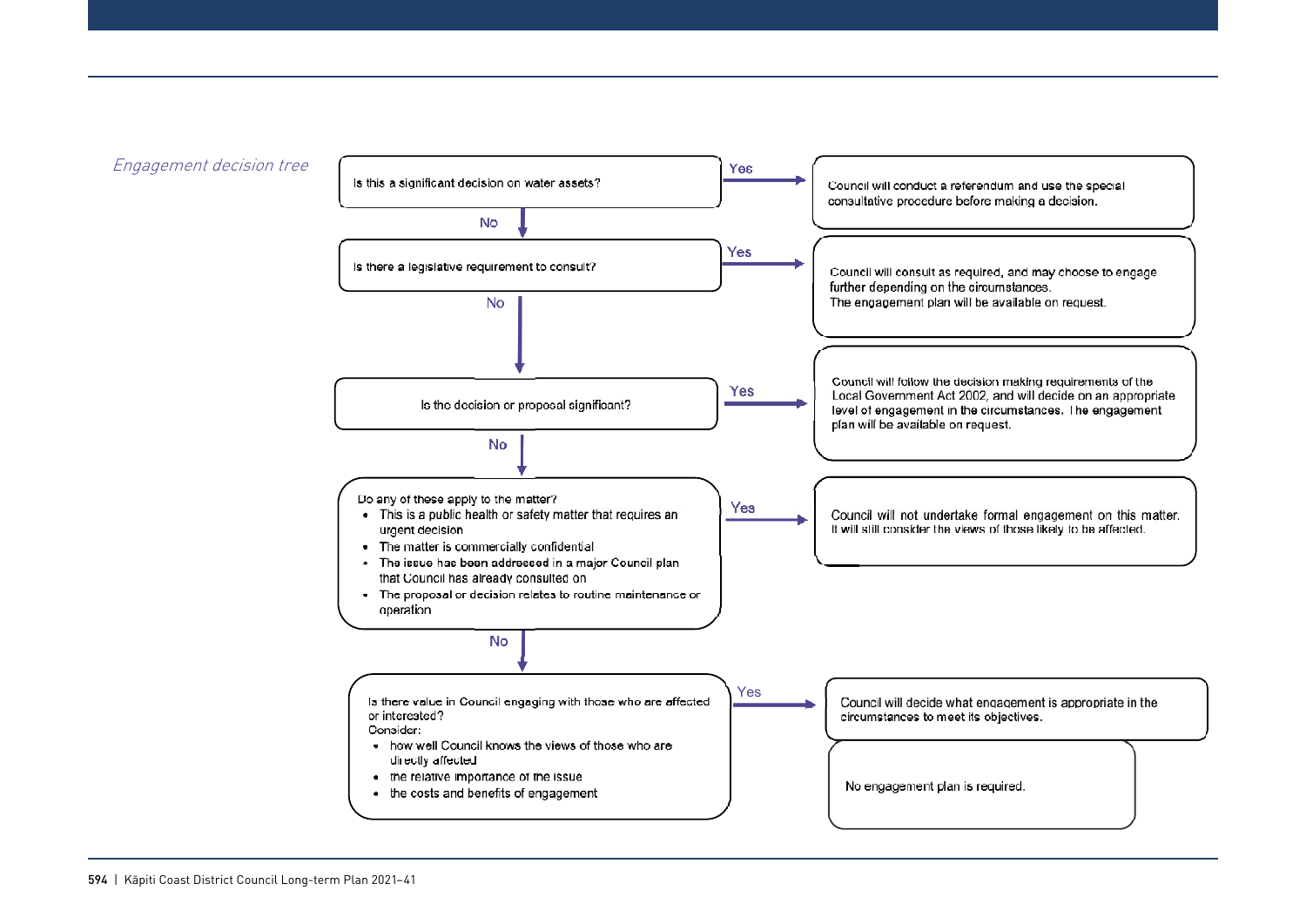*Engagement decision tree*

**Is this a significant decision on water assets?**

- **Yes** → Council will conduct a referendum and use the special consultative procedure before making a decision.
- **No** ↓

**Is there a legislative requirement to consult?**

- **Yes** → Council will consult as required, and may choose to engage further depending on the circumstances. The engagement plan will be available on request.
- **No** ↓

**Is the decision or proposal significant?**

- **Yes** → Council will follow the decision making requirements of the Local Government Act 2002, and will decide on an appropriate level of engagement in the circumstances. The engagement plan will be available on request.
- **No** ↓

**Do any of these apply to the matter?**

- This is a public health or safety matter that requires an urgent decision
- The matter is commercially confidential
- The issue has been addressed in a major Council plan that Council has already consulted on
- The proposal or decision relates to routine maintenance or operation

- **Yes** → Council will not undertake formal engagement on this matter. It will still consider the views of those likely to be affected.
- **No** ↓

**Is there value in Council engaging with those who are affected or interested?**

Consider:

- how well Council knows the views of those who are directly affected
- the relative importance of the issue
- the costs and benefits of engagement

- **Yes** → Council will decide what engagement is appropriate in the circumstances to meet its objectives.
- No engagement plan is required.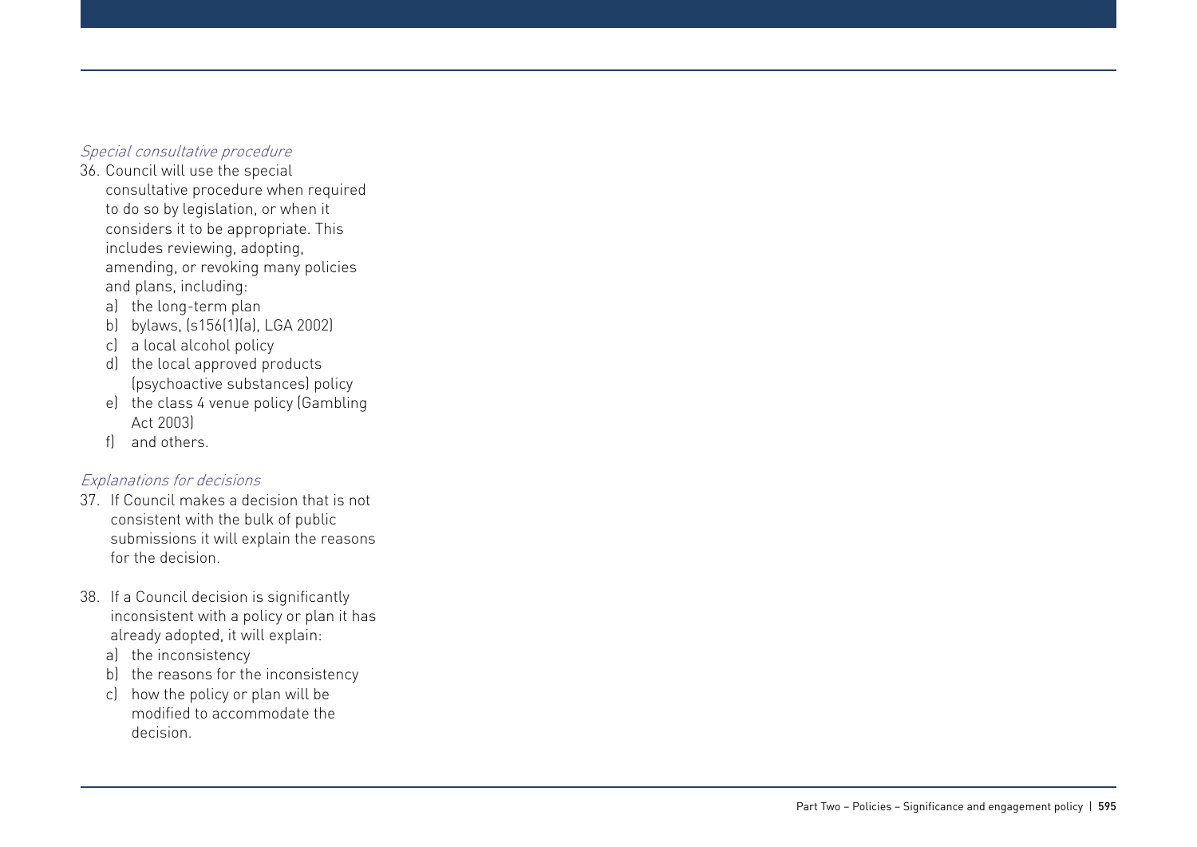*Special consultative procedure*

36. Council will use the special consultative procedure when required to do so by legislation, or when it considers it to be appropriate. This includes reviewing, adopting, amending, or revoking many policies and plans, including:
    a) the long-term plan
    b) bylaws, (s156(1)(a), LGA 2002)
    c) a local alcohol policy
    d) the local approved products (psychoactive substances) policy
    e) the class 4 venue policy (Gambling Act 2003)
    f) and others.

*Explanations for decisions*

37. If Council makes a decision that is not consistent with the bulk of public submissions it will explain the reasons for the decision.

38. If a Council decision is significantly inconsistent with a policy or plan it has already adopted, it will explain:
    a) the inconsistency
    b) the reasons for the inconsistency
    c) how the policy or plan will be modified to accommodate the decision.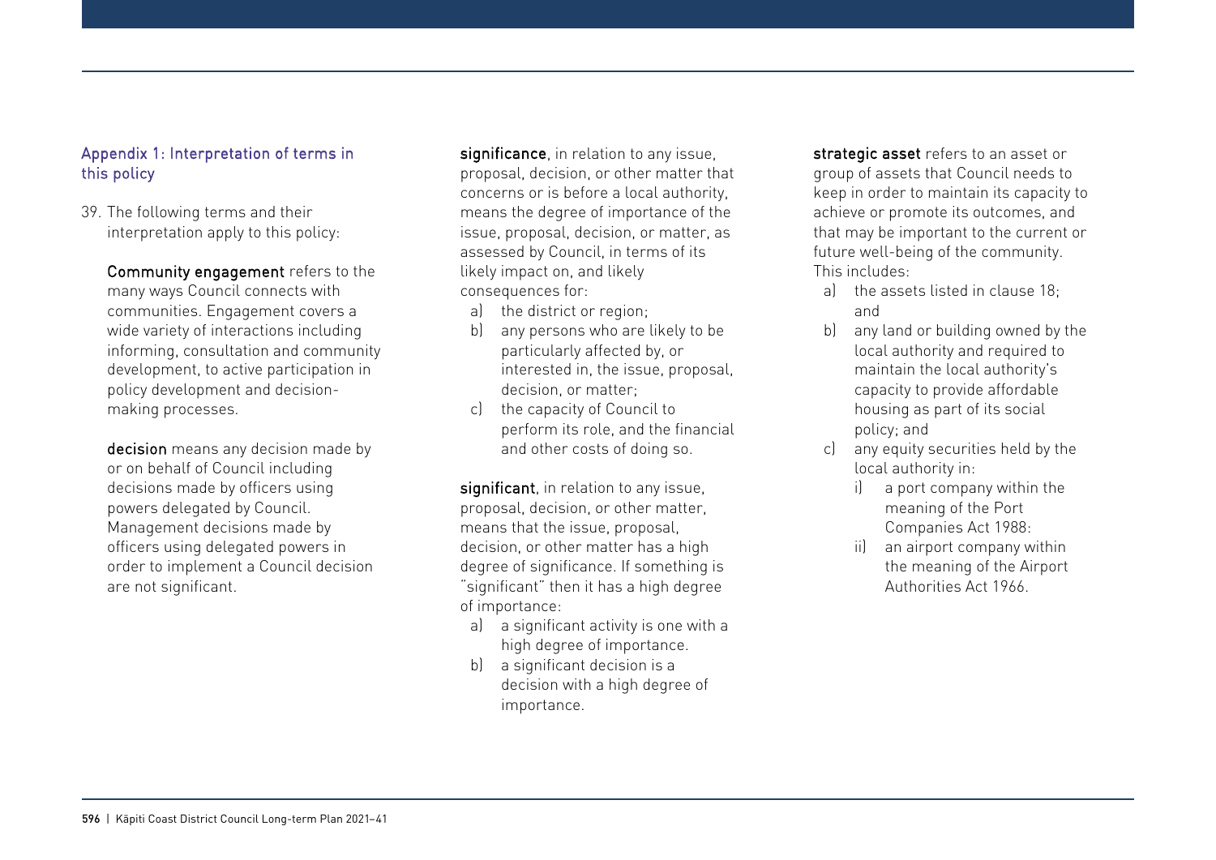### Appendix 1: Interpretation of terms in this policy

39. The following terms and their interpretation apply to this policy:

    **Community engagement** refers to the many ways Council connects with communities. Engagement covers a wide variety of interactions including informing, consultation and community development, to active participation in policy development and decision-making processes.

    **decision** means any decision made by or on behalf of Council including decisions made by officers using powers delegated by Council. Management decisions made by officers using delegated powers in order to implement a Council decision are not significant.

    **significance**, in relation to any issue, proposal, decision, or other matter that concerns or is before a local authority, means the degree of importance of the issue, proposal, decision, or matter, as assessed by Council, in terms of its likely impact on, and likely consequences for:

    a) the district or region;
    b) any persons who are likely to be particularly affected by, or interested in, the issue, proposal, decision, or matter;
    c) the capacity of Council to perform its role, and the financial and other costs of doing so.

    **significant**, in relation to any issue, proposal, decision, or other matter, means that the issue, proposal, decision, or other matter has a high degree of significance. If something is "significant" then it has a high degree of importance:

    a) a significant activity is one with a high degree of importance.
    b) a significant decision is a decision with a high degree of importance.

    **strategic asset** refers to an asset or group of assets that Council needs to keep in order to maintain its capacity to achieve or promote its outcomes, and that may be important to the current or future well-being of the community. This includes:

    a) the assets listed in clause 18; and
    b) any land or building owned by the local authority and required to maintain the local authority's capacity to provide affordable housing as part of its social policy; and
    c) any equity securities held by the local authority in:
        i) a port company within the meaning of the Port Companies Act 1988:
        ii) an airport company within the meaning of the Airport Authorities Act 1966.